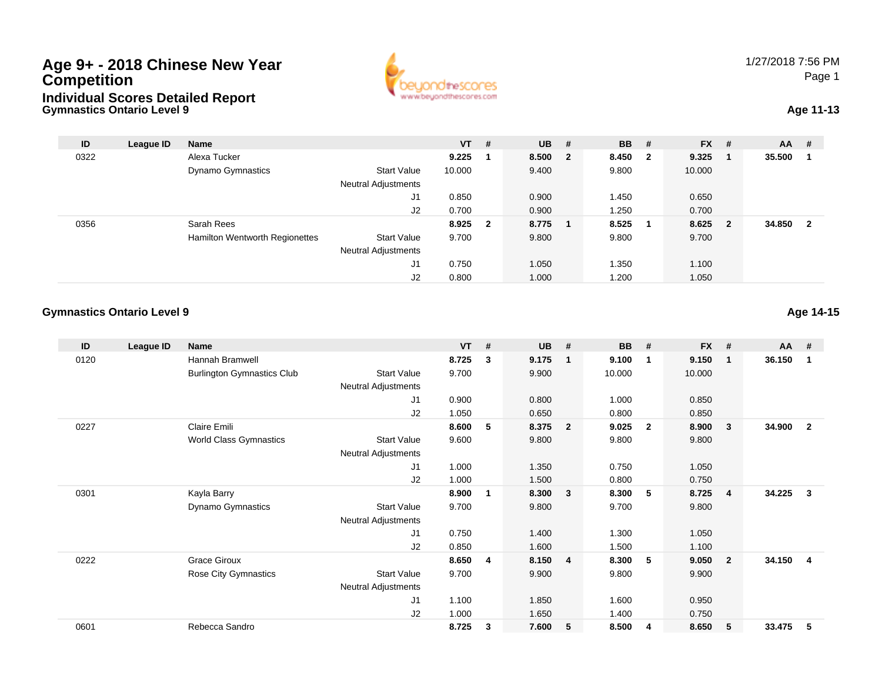# Age 9+ - 2018 Chinese New Year Competition

## Individual Scores Detailed Report

### Gymnastics Ontario Level 9

1/27/2018 7:56 PM

**Age 11-13**

| ID | League ID | Name | | VT | # | UB | # | BB | # | FX | # | AA | # |
|---|---|---|---|---|---|---|---|---|---|---|---|---|---|
| 0322 | | Alexa Tucker | | **9.225** | **1** | **8.500** | **2** | **8.450** | **2** | **9.325** | **1** | **35.500** | **1** |
| | | Dynamo Gymnastics | Start Value | 10.000 | | 9.400 | | 9.800 | | 10.000 | | | |
| | | | Neutral Adjustments | | | | | | | | | | |
| | | | J1 | 0.850 | | 0.900 | | 1.450 | | 0.650 | | | |
| | | | J2 | 0.700 | | 0.900 | | 1.250 | | 0.700 | | | |
| 0356 | | Sarah Rees | | **8.925** | **2** | **8.775** | **1** | **8.525** | **1** | **8.625** | **2** | **34.850** | **2** |
| | | Hamilton Wentworth Regionettes | Start Value | 9.700 | | 9.800 | | 9.800 | | 9.700 | | | |
| | | | Neutral Adjustments | | | | | | | | | | |
| | | | J1 | 0.750 | | 1.050 | | 1.350 | | 1.100 | | | |
| | | | J2 | 0.800 | | 1.000 | | 1.200 | | 1.050 | | | |

### Gymnastics Ontario Level 9

**Age 14-15**

| ID | League ID | Name | | VT | # | UB | # | BB | # | FX | # | AA | # |
|---|---|---|---|---|---|---|---|---|---|---|---|---|---|
| 0120 | | Hannah Bramwell | | **8.725** | **3** | **9.175** | **1** | **9.100** | **1** | **9.150** | **1** | **36.150** | **1** |
| | | Burlington Gymnastics Club | Start Value | 9.700 | | 9.900 | | 10.000 | | 10.000 | | | |
| | | | Neutral Adjustments | | | | | | | | | | |
| | | | J1 | 0.900 | | 0.800 | | 1.000 | | 0.850 | | | |
| | | | J2 | 1.050 | | 0.650 | | 0.800 | | 0.850 | | | |
| 0227 | | Claire Emili | | **8.600** | **5** | **8.375** | **2** | **9.025** | **2** | **8.900** | **3** | **34.900** | **2** |
| | | World Class Gymnastics | Start Value | 9.600 | | 9.800 | | 9.800 | | 9.800 | | | |
| | | | Neutral Adjustments | | | | | | | | | | |
| | | | J1 | 1.000 | | 1.350 | | 0.750 | | 1.050 | | | |
| | | | J2 | 1.000 | | 1.500 | | 0.800 | | 0.750 | | | |
| 0301 | | Kayla Barry | | **8.900** | **1** | **8.300** | **3** | **8.300** | **5** | **8.725** | **4** | **34.225** | **3** |
| | | Dynamo Gymnastics | Start Value | 9.700 | | 9.800 | | 9.700 | | 9.800 | | | |
| | | | Neutral Adjustments | | | | | | | | | | |
| | | | J1 | 0.750 | | 1.400 | | 1.300 | | 1.050 | | | |
| | | | J2 | 0.850 | | 1.600 | | 1.500 | | 1.100 | | | |
| 0222 | | Grace Giroux | | **8.650** | **4** | **8.150** | **4** | **8.300** | **5** | **9.050** | **2** | **34.150** | **4** |
| | | Rose City Gymnastics | Start Value | 9.700 | | 9.900 | | 9.800 | | 9.900 | | | |
| | | | Neutral Adjustments | | | | | | | | | | |
| | | | J1 | 1.100 | | 1.850 | | 1.600 | | 0.950 | | | |
| | | | J2 | 1.000 | | 1.650 | | 1.400 | | 0.750 | | | |
| 0601 | | Rebecca Sandro | | **8.725** | **3** | **7.600** | **5** | **8.500** | **4** | **8.650** | **5** | **33.475** | **5** |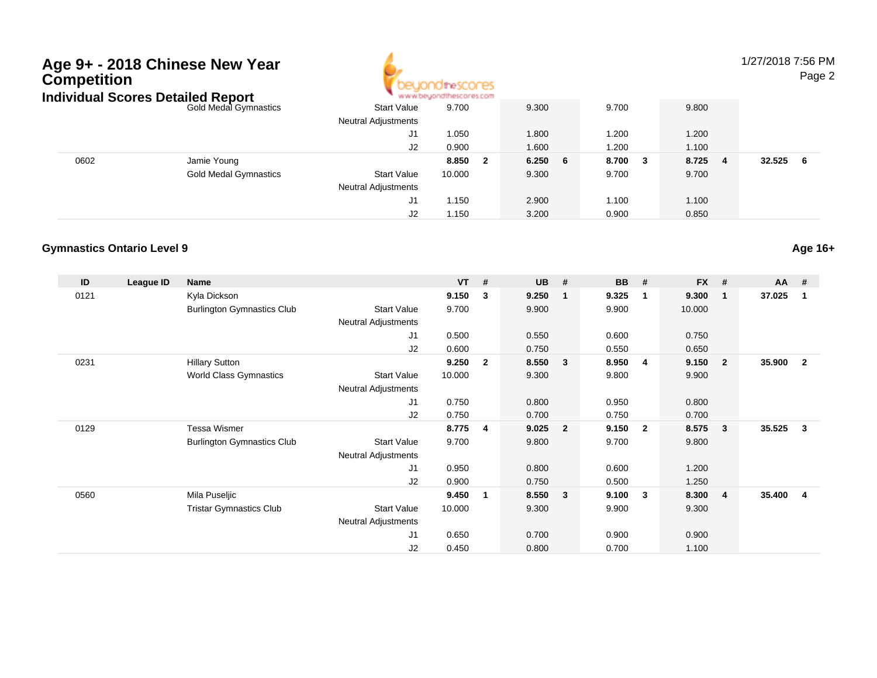| ID | League ID | Name | | VT | # | UB | # | BB | # | FX | # | AA | # |
|---|---|---|---|---|---|---|---|---|---|---|---|---|---|
| | | Gold Medal Gymnastics | Start Value | 9.700 | | 9.300 | | 9.700 | | 9.800 | | | |
| | | | Neutral Adjustments | | | | | | | | | | |
| | | | J1 | 1.050 | | 1.800 | | 1.200 | | 1.200 | | | |
| | | | J2 | 0.900 | | 1.600 | | 1.200 | | 1.100 | | | |
| 0602 | | Jamie Young | | **8.850** | **2** | **6.250** | **6** | **8.700** | **3** | **8.725** | **4** | **32.525** | **6** |
| | | Gold Medal Gymnastics | Start Value | 10.000 | | 9.300 | | 9.700 | | 9.700 | | | |
| | | | Neutral Adjustments | | | | | | | | | | |
| | | | J1 | 1.150 | | 2.900 | | 1.100 | | 1.100 | | | |
| | | | J2 | 1.150 | | 3.200 | | 0.900 | | 0.850 | | | |

### Gymnastics Ontario Level 9

**Age 16+**

| ID | League ID | Name | | VT | # | UB | # | BB | # | FX | # | AA | # |
|---|---|---|---|---|---|---|---|---|---|---|---|---|---|
| 0121 | | Kyla Dickson | | **9.150** | **3** | **9.250** | **1** | **9.325** | **1** | **9.300** | **1** | **37.025** | **1** |
| | | Burlington Gymnastics Club | Start Value | 9.700 | | 9.900 | | 9.900 | | 10.000 | | | |
| | | | Neutral Adjustments | | | | | | | | | | |
| | | | J1 | 0.500 | | 0.550 | | 0.600 | | 0.750 | | | |
| | | | J2 | 0.600 | | 0.750 | | 0.550 | | 0.650 | | | |
| 0231 | | Hillary Sutton | | **9.250** | **2** | **8.550** | **3** | **8.950** | **4** | **9.150** | **2** | **35.900** | **2** |
| | | World Class Gymnastics | Start Value | 10.000 | | 9.300 | | 9.800 | | 9.900 | | | |
| | | | Neutral Adjustments | | | | | | | | | | |
| | | | J1 | 0.750 | | 0.800 | | 0.950 | | 0.800 | | | |
| | | | J2 | 0.750 | | 0.700 | | 0.750 | | 0.700 | | | |
| 0129 | | Tessa Wismer | | **8.775** | **4** | **9.025** | **2** | **9.150** | **2** | **8.575** | **3** | **35.525** | **3** |
| | | Burlington Gymnastics Club | Start Value | 9.700 | | 9.800 | | 9.700 | | 9.800 | | | |
| | | | Neutral Adjustments | | | | | | | | | | |
| | | | J1 | 0.950 | | 0.800 | | 0.600 | | 1.200 | | | |
| | | | J2 | 0.900 | | 0.750 | | 0.500 | | 1.250 | | | |
| 0560 | | Mila Puseljic | | **9.450** | **1** | **8.550** | **3** | **9.100** | **3** | **8.300** | **4** | **35.400** | **4** |
| | | Tristar Gymnastics Club | Start Value | 10.000 | | 9.300 | | 9.900 | | 9.300 | | | |
| | | | Neutral Adjustments | | | | | | | | | | |
| | | | J1 | 0.650 | | 0.700 | | 0.900 | | 0.900 | | | |
| | | | J2 | 0.450 | | 0.800 | | 0.700 | | 1.100 | | | |